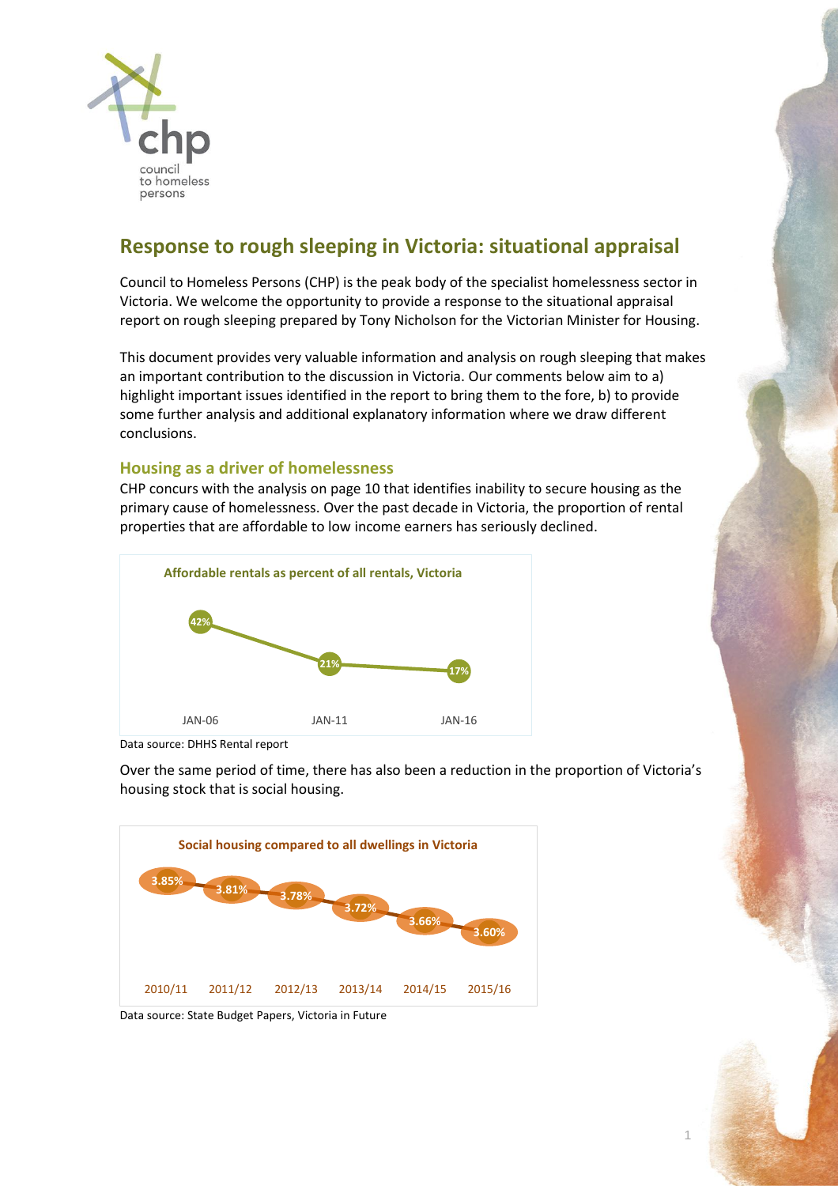# Response to rough sleeping in Victoria: situational appraisal

Council to Homeless Persons (CHP) is the peak body of the specialist homelessness sector in Victoria. We welcome the opportunity to provide a response to the situational appraisal report on rough sleeping prepared by Tony Nicholson for the Victorian Minister for Housing.

This document provides very valuable information and analysis on rough sleeping that makes an important contribution to the discussion in Victoria. Our comments below aim to a) highlight important issues identified in the report to bring them to the fore, b) to provide some further analysis and additional explanatory information where we draw different conclusions.

## Housing as a driver of homelessness

CHP concurs with the analysis on page 10 that identifies inability to secure housing as the primary cause of homelessness. Over the past decade in Victoria, the proportion of rental properties that are affordable to low income earners has seriously declined.

**Affordable rentals as percent of all rentals, Victoria**

| JAN-06 | JAN-11 | JAN-16 |
|---|---|---|
| 42% | 21% | 17% |

Data source: DHHS Rental report

Over the same period of time, there has also been a reduction in the proportion of Victoria's housing stock that is social housing.

**Social housing compared to all dwellings in Victoria**

| 2010/11 | 2011/12 | 2012/13 | 2013/14 | 2014/15 | 2015/16 |
|---|---|---|---|---|---|
| 3.85% | 3.81% | 3.78% | 3.72% | 3.66% | 3.60% |

Data source: State Budget Papers, Victoria in Future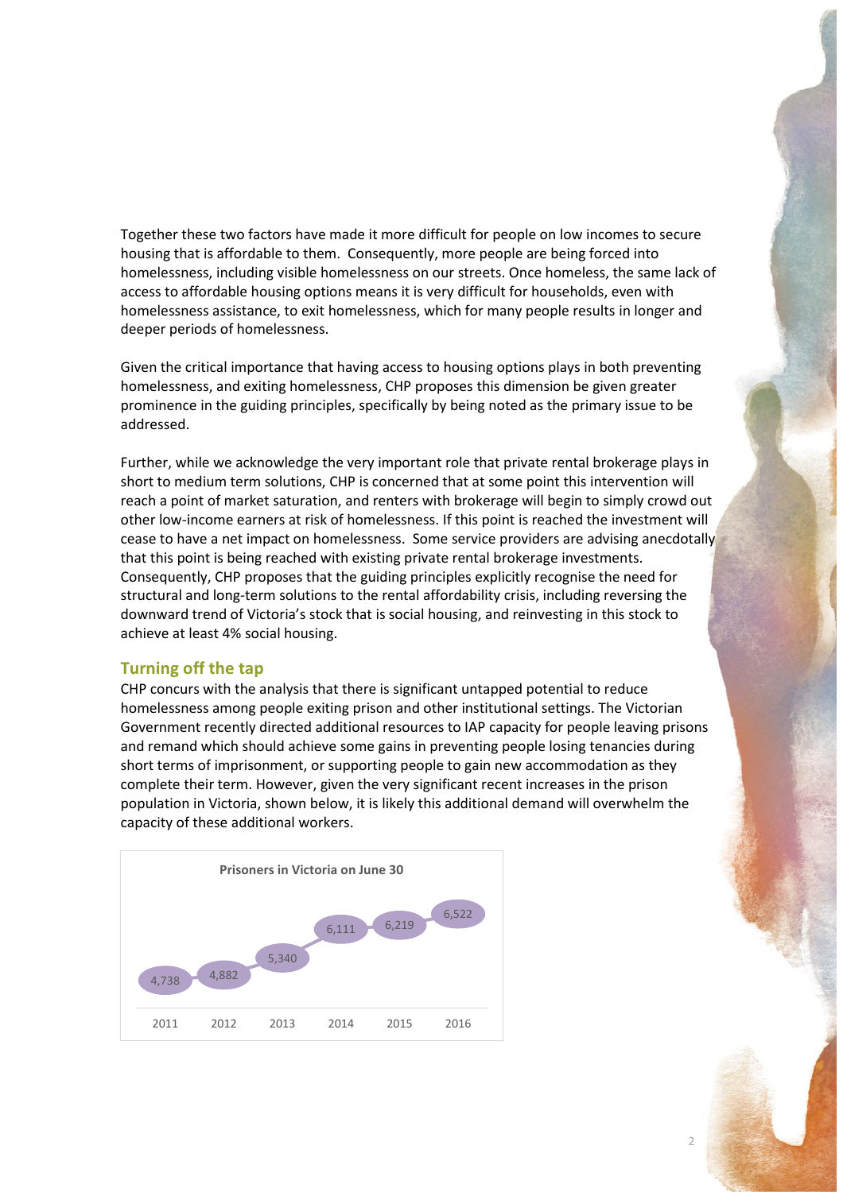Together these two factors have made it more difficult for people on low incomes to secure housing that is affordable to them. Consequently, more people are being forced into homelessness, including visible homelessness on our streets. Once homeless, the same lack of access to affordable housing options means it is very difficult for households, even with homelessness assistance, to exit homelessness, which for many people results in longer and deeper periods of homelessness.

Given the critical importance that having access to housing options plays in both preventing homelessness, and exiting homelessness, CHP proposes this dimension be given greater prominence in the guiding principles, specifically by being noted as the primary issue to be addressed.

Further, while we acknowledge the very important role that private rental brokerage plays in short to medium term solutions, CHP is concerned that at some point this intervention will reach a point of market saturation, and renters with brokerage will begin to simply crowd out other low-income earners at risk of homelessness. If this point is reached the investment will cease to have a net impact on homelessness. Some service providers are advising anecdotally that this point is being reached with existing private rental brokerage investments. Consequently, CHP proposes that the guiding principles explicitly recognise the need for structural and long-term solutions to the rental affordability crisis, including reversing the downward trend of Victoria's stock that is social housing, and reinvesting in this stock to achieve at least 4% social housing.

### Turning off the tap

CHP concurs with the analysis that there is significant untapped potential to reduce homelessness among people exiting prison and other institutional settings. The Victorian Government recently directed additional resources to IAP capacity for people leaving prisons and remand which should achieve some gains in preventing people losing tenancies during short terms of imprisonment, or supporting people to gain new accommodation as they complete their term. However, given the very significant recent increases in the prison population in Victoria, shown below, it is likely this additional demand will overwhelm the capacity of these additional workers.

**Prisoners in Victoria on June 30**

| Year | Prisoners |
|---|---|
| 2011 | 4,738 |
| 2012 | 4,882 |
| 2013 | 5,340 |
| 2014 | 6,111 |
| 2015 | 6,219 |
| 2016 | 6,522 |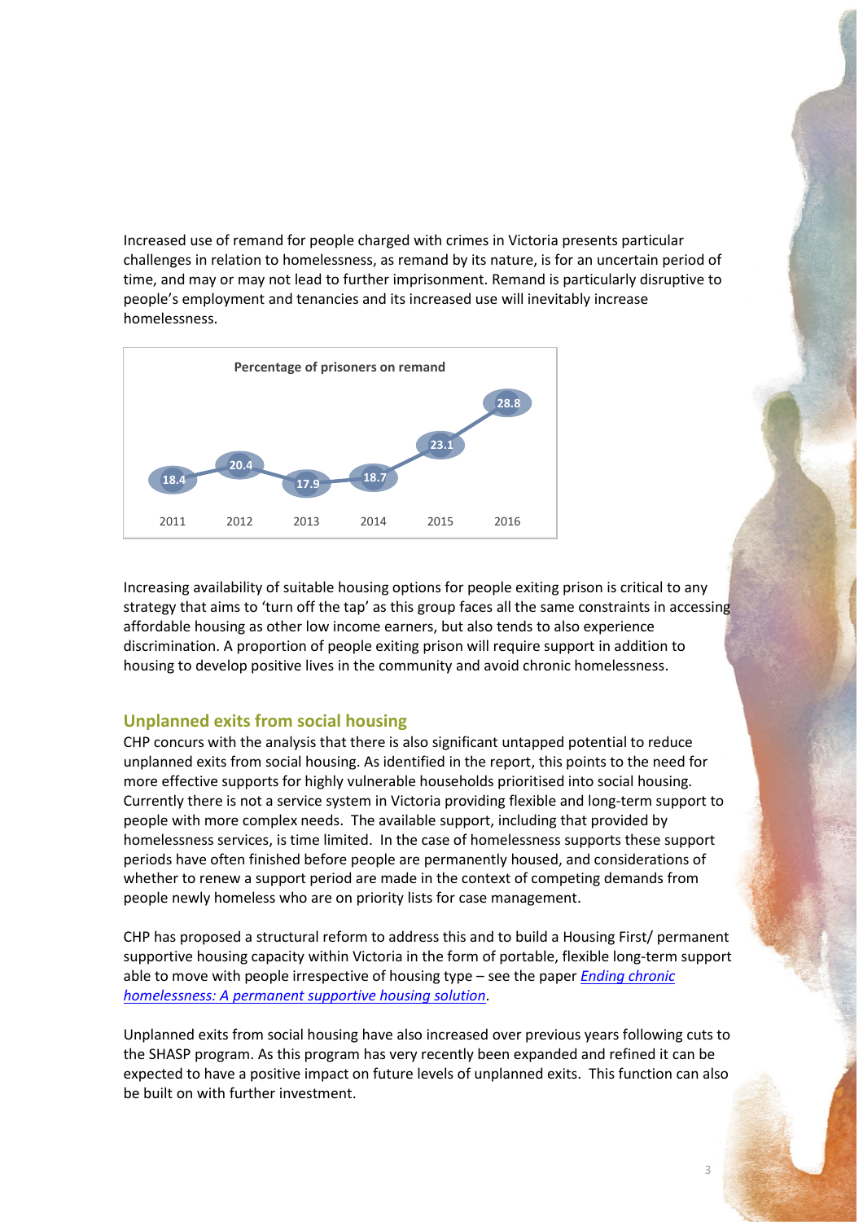Increased use of remand for people charged with crimes in Victoria presents particular challenges in relation to homelessness, as remand by its nature, is for an uncertain period of time, and may or may not lead to further imprisonment. Remand is particularly disruptive to people's employment and tenancies and its increased use will inevitably increase homelessness.

**Percentage of prisoners on remand**

| 2011 | 2012 | 2013 | 2014 | 2015 | 2016 |
|---|---|---|---|---|---|
| 18.4 | 20.4 | 17.9 | 18.7 | 23.1 | 28.8 |

Increasing availability of suitable housing options for people exiting prison is critical to any strategy that aims to 'turn off the tap' as this group faces all the same constraints in accessing affordable housing as other low income earners, but also tends to also experience discrimination. A proportion of people exiting prison will require support in addition to housing to develop positive lives in the community and avoid chronic homelessness.

## Unplanned exits from social housing

CHP concurs with the analysis that there is also significant untapped potential to reduce unplanned exits from social housing. As identified in the report, this points to the need for more effective supports for highly vulnerable households prioritised into social housing. Currently there is not a service system in Victoria providing flexible and long-term support to people with more complex needs. The available support, including that provided by homelessness services, is time limited. In the case of homelessness supports these support periods have often finished before people are permanently housed, and considerations of whether to renew a support period are made in the context of competing demands from people newly homeless who are on priority lists for case management.

CHP has proposed a structural reform to address this and to build a Housing First/ permanent supportive housing capacity within Victoria in the form of portable, flexible long-term support able to move with people irrespective of housing type – see the paper *Ending chronic homelessness: A permanent supportive housing solution*.

Unplanned exits from social housing have also increased over previous years following cuts to the SHASP program. As this program has very recently been expanded and refined it can be expected to have a positive impact on future levels of unplanned exits. This function can also be built on with further investment.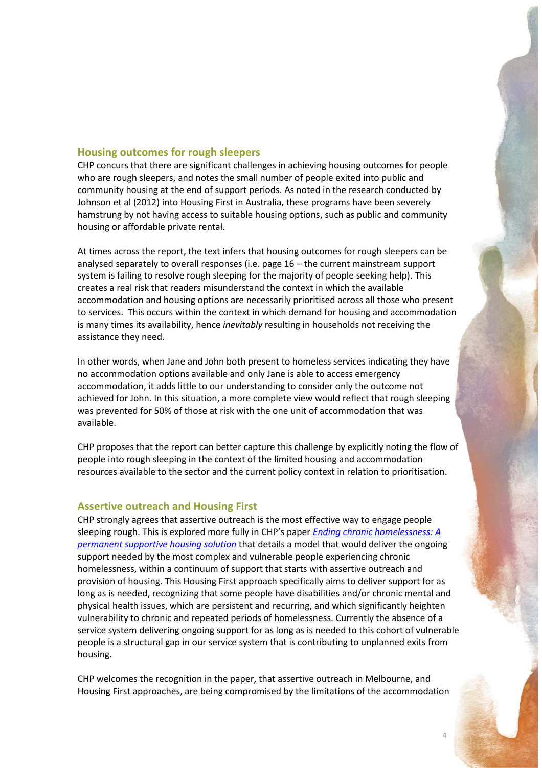## Housing outcomes for rough sleepers

CHP concurs that there are significant challenges in achieving housing outcomes for people who are rough sleepers, and notes the small number of people exited into public and community housing at the end of support periods. As noted in the research conducted by Johnson et al (2012) into Housing First in Australia, these programs have been severely hamstrung by not having access to suitable housing options, such as public and community housing or affordable private rental.

At times across the report, the text infers that housing outcomes for rough sleepers can be analysed separately to overall responses (i.e. page 16 – the current mainstream support system is failing to resolve rough sleeping for the majority of people seeking help). This creates a real risk that readers misunderstand the context in which the available accommodation and housing options are necessarily prioritised across all those who present to services. This occurs within the context in which demand for housing and accommodation is many times its availability, hence *inevitably* resulting in households not receiving the assistance they need.

In other words, when Jane and John both present to homeless services indicating they have no accommodation options available and only Jane is able to access emergency accommodation, it adds little to our understanding to consider only the outcome not achieved for John. In this situation, a more complete view would reflect that rough sleeping was prevented for 50% of those at risk with the one unit of accommodation that was available.

CHP proposes that the report can better capture this challenge by explicitly noting the flow of people into rough sleeping in the context of the limited housing and accommodation resources available to the sector and the current policy context in relation to prioritisation.

## Assertive outreach and Housing First

CHP strongly agrees that assertive outreach is the most effective way to engage people sleeping rough. This is explored more fully in CHP's paper *Ending chronic homelessness: A permanent supportive housing solution* that details a model that would deliver the ongoing support needed by the most complex and vulnerable people experiencing chronic homelessness, within a continuum of support that starts with assertive outreach and provision of housing. This Housing First approach specifically aims to deliver support for as long as is needed, recognizing that some people have disabilities and/or chronic mental and physical health issues, which are persistent and recurring, and which significantly heighten vulnerability to chronic and repeated periods of homelessness. Currently the absence of a service system delivering ongoing support for as long as is needed to this cohort of vulnerable people is a structural gap in our service system that is contributing to unplanned exits from housing.

CHP welcomes the recognition in the paper, that assertive outreach in Melbourne, and Housing First approaches, are being compromised by the limitations of the accommodation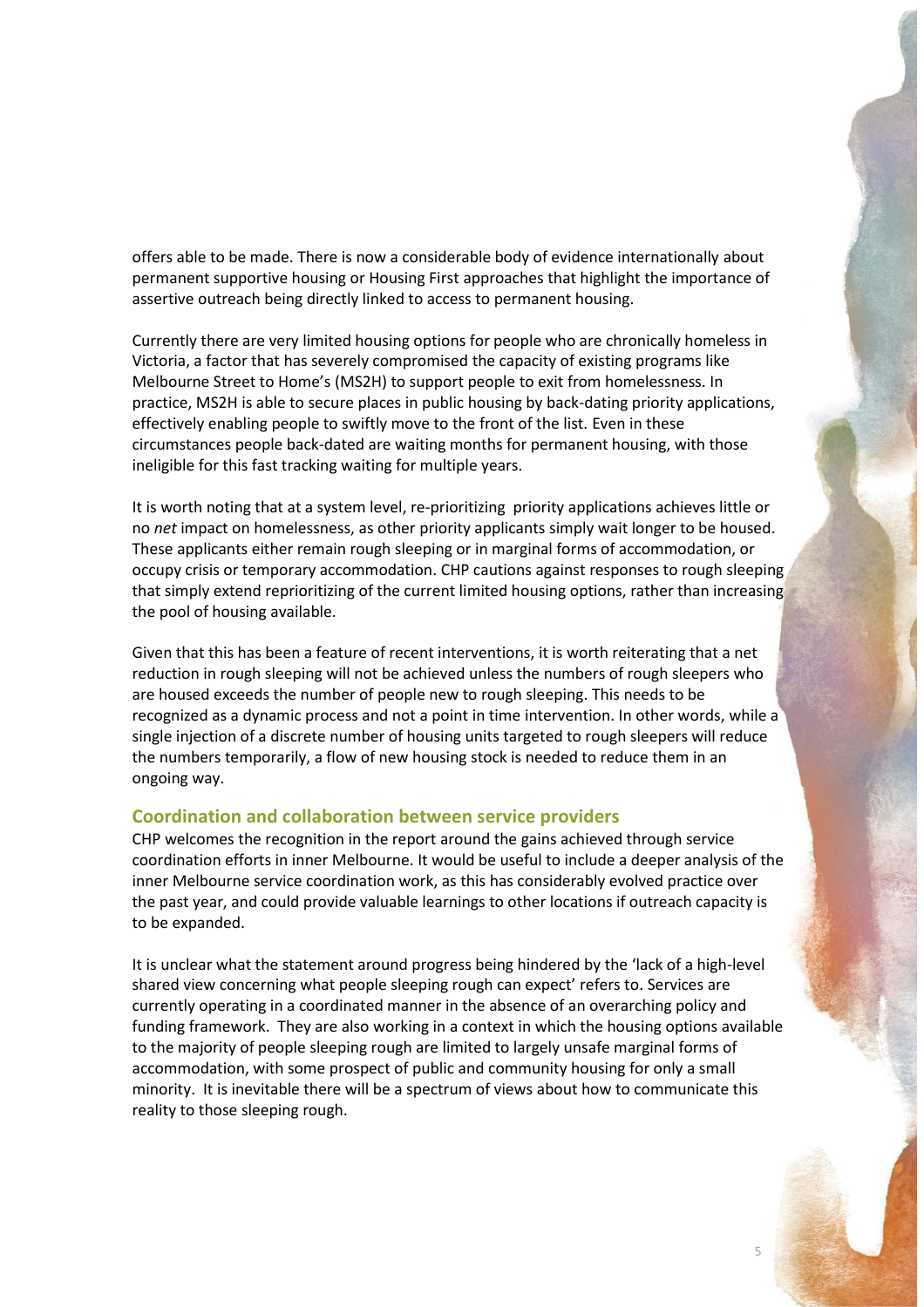offers able to be made. There is now a considerable body of evidence internationally about permanent supportive housing or Housing First approaches that highlight the importance of assertive outreach being directly linked to access to permanent housing.

Currently there are very limited housing options for people who are chronically homeless in Victoria, a factor that has severely compromised the capacity of existing programs like Melbourne Street to Home's (MS2H) to support people to exit from homelessness. In practice, MS2H is able to secure places in public housing by back-dating priority applications, effectively enabling people to swiftly move to the front of the list. Even in these circumstances people back-dated are waiting months for permanent housing, with those ineligible for this fast tracking waiting for multiple years.

It is worth noting that at a system level, re-prioritizing priority applications achieves little or no *net* impact on homelessness, as other priority applicants simply wait longer to be housed. These applicants either remain rough sleeping or in marginal forms of accommodation, or occupy crisis or temporary accommodation. CHP cautions against responses to rough sleeping that simply extend reprioritizing of the current limited housing options, rather than increasing the pool of housing available.

Given that this has been a feature of recent interventions, it is worth reiterating that a net reduction in rough sleeping will not be achieved unless the numbers of rough sleepers who are housed exceeds the number of people new to rough sleeping. This needs to be recognized as a dynamic process and not a point in time intervention. In other words, while a single injection of a discrete number of housing units targeted to rough sleepers will reduce the numbers temporarily, a flow of new housing stock is needed to reduce them in an ongoing way.

## Coordination and collaboration between service providers

CHP welcomes the recognition in the report around the gains achieved through service coordination efforts in inner Melbourne. It would be useful to include a deeper analysis of the inner Melbourne service coordination work, as this has considerably evolved practice over the past year, and could provide valuable learnings to other locations if outreach capacity is to be expanded.

It is unclear what the statement around progress being hindered by the 'lack of a high-level shared view concerning what people sleeping rough can expect' refers to. Services are currently operating in a coordinated manner in the absence of an overarching policy and funding framework. They are also working in a context in which the housing options available to the majority of people sleeping rough are limited to largely unsafe marginal forms of accommodation, with some prospect of public and community housing for only a small minority. It is inevitable there will be a spectrum of views about how to communicate this reality to those sleeping rough.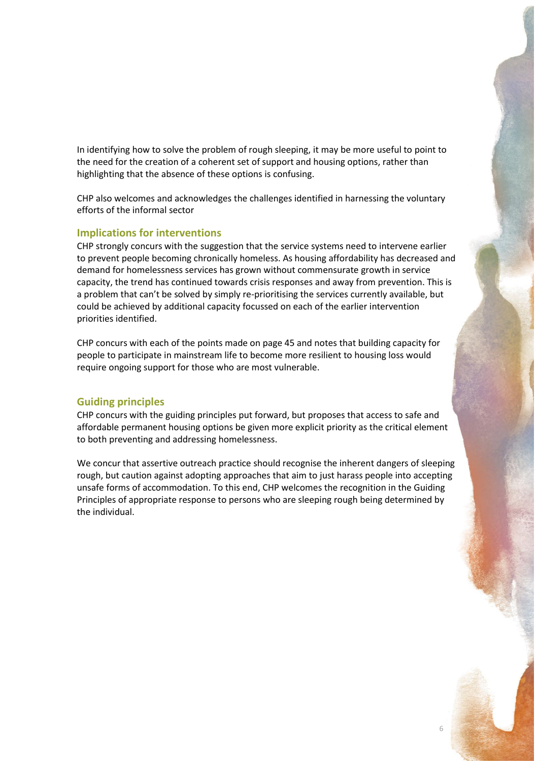In identifying how to solve the problem of rough sleeping, it may be more useful to point to the need for the creation of a coherent set of support and housing options, rather than highlighting that the absence of these options is confusing.

CHP also welcomes and acknowledges the challenges identified in harnessing the voluntary efforts of the informal sector

## Implications for interventions

CHP strongly concurs with the suggestion that the service systems need to intervene earlier to prevent people becoming chronically homeless. As housing affordability has decreased and demand for homelessness services has grown without commensurate growth in service capacity, the trend has continued towards crisis responses and away from prevention. This is a problem that can't be solved by simply re-prioritising the services currently available, but could be achieved by additional capacity focussed on each of the earlier intervention priorities identified.

CHP concurs with each of the points made on page 45 and notes that building capacity for people to participate in mainstream life to become more resilient to housing loss would require ongoing support for those who are most vulnerable.

## Guiding principles

CHP concurs with the guiding principles put forward, but proposes that access to safe and affordable permanent housing options be given more explicit priority as the critical element to both preventing and addressing homelessness.

We concur that assertive outreach practice should recognise the inherent dangers of sleeping rough, but caution against adopting approaches that aim to just harass people into accepting unsafe forms of accommodation. To this end, CHP welcomes the recognition in the Guiding Principles of appropriate response to persons who are sleeping rough being determined by the individual.